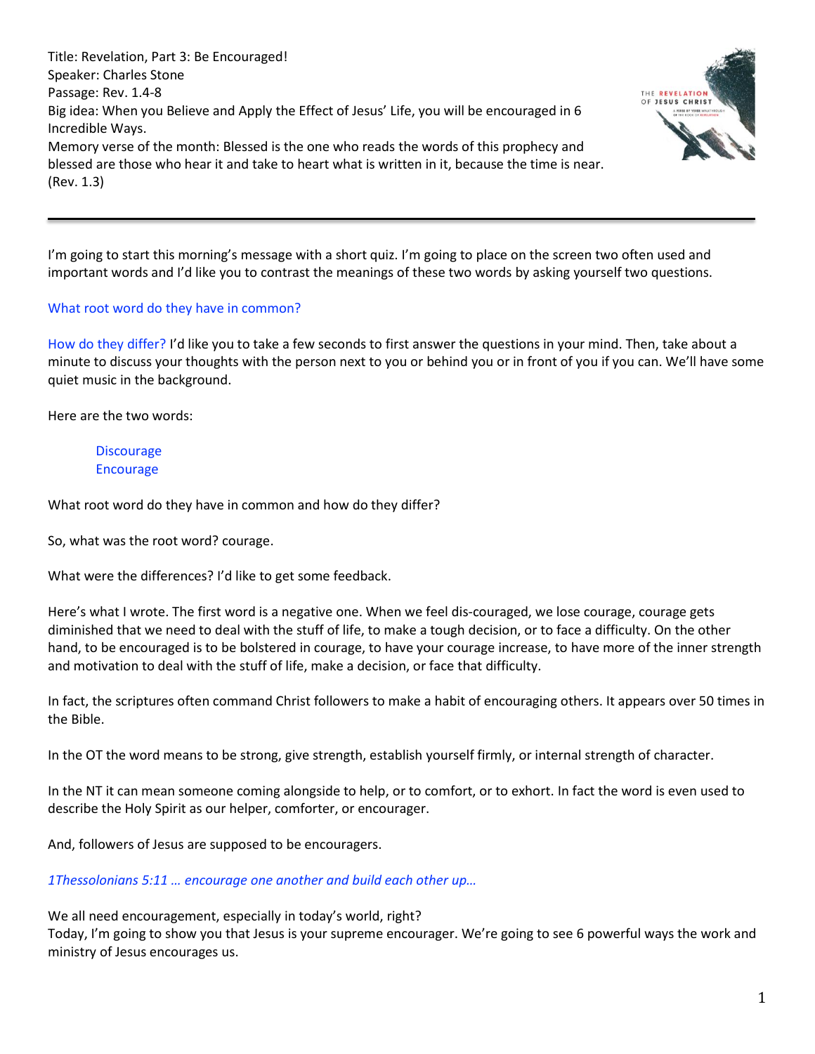Title: Revelation, Part 3: Be Encouraged!
Speaker: Charles Stone
Passage: Rev. 1.4-8
Big idea: When you Believe and Apply the Effect of Jesus' Life, you will be encouraged in 6 Incredible Ways.
Memory verse of the month: Blessed is the one who reads the words of this prophecy and blessed are those who hear it and take to heart what is written in it, because the time is near. (Rev. 1.3)

---

I'm going to start this morning's message with a short quiz. I'm going to place on the screen two often used and important words and I'd like you to contrast the meanings of these two words by asking yourself two questions.

What root word do they have in common?

How do they differ? I'd like you to take a few seconds to first answer the questions in your mind. Then, take about a minute to discuss your thoughts with the person next to you or behind you or in front of you if you can. We'll have some quiet music in the background.

Here are the two words:

> Discourage
> Encourage

What root word do they have in common and how do they differ?

So, what was the root word? courage.

What were the differences? I'd like to get some feedback.

Here's what I wrote. The first word is a negative one. When we feel dis-couraged, we lose courage, courage gets diminished that we need to deal with the stuff of life, to make a tough decision, or to face a difficulty. On the other hand, to be encouraged is to be bolstered in courage, to have your courage increase, to have more of the inner strength and motivation to deal with the stuff of life, make a decision, or face that difficulty.

In fact, the scriptures often command Christ followers to make a habit of encouraging others. It appears over 50 times in the Bible.

In the OT the word means to be strong, give strength, establish yourself firmly, or internal strength of character.

In the NT it can mean someone coming alongside to help, or to comfort, or to exhort. In fact the word is even used to describe the Holy Spirit as our helper, comforter, or encourager.

And, followers of Jesus are supposed to be encouragers.

*1Thessolonians 5:11 … encourage one another and build each other up…*

We all need encouragement, especially in today's world, right?
Today, I'm going to show you that Jesus is your supreme encourager. We're going to see 6 powerful ways the work and ministry of Jesus encourages us.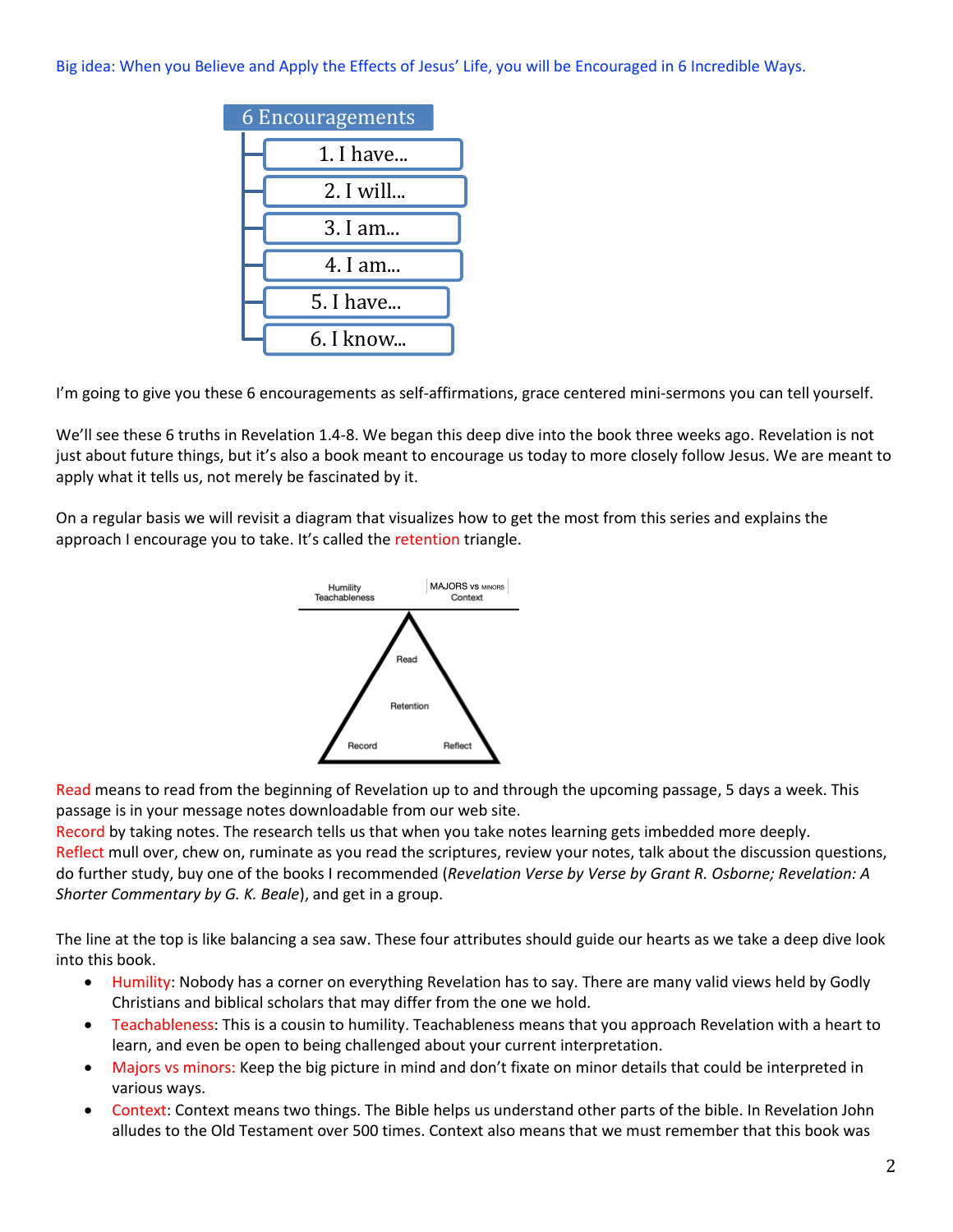Big idea: When you Believe and Apply the Effects of Jesus' Life, you will be Encouraged in 6 Incredible Ways.

**6 Encouragements**

1. I have...
2. I will...
3. I am...
4. I am...
5. I have...
6. I know...

I'm going to give you these 6 encouragements as self-affirmations, grace centered mini-sermons you can tell yourself.

We'll see these 6 truths in Revelation 1.4-8. We began this deep dive into the book three weeks ago. Revelation is not just about future things, but it's also a book meant to encourage us today to more closely follow Jesus. We are meant to apply what it tells us, not merely be fascinated by it.

On a regular basis we will revisit a diagram that visualizes how to get the most from this series and explains the approach I encourage you to take. It's called the retention triangle.

Humility / Teachableness | MAJORS vs MINORS / Context

Read — Retention — Record — Reflect

Read means to read from the beginning of Revelation up to and through the upcoming passage, 5 days a week. This passage is in your message notes downloadable from our web site.
Record by taking notes. The research tells us that when you take notes learning gets imbedded more deeply.
Reflect mull over, chew on, ruminate as you read the scriptures, review your notes, talk about the discussion questions, do further study, buy one of the books I recommended (*Revelation Verse by Verse by Grant R. Osborne; Revelation: A Shorter Commentary by G. K. Beale*), and get in a group.

The line at the top is like balancing a sea saw. These four attributes should guide our hearts as we take a deep dive look into this book.

- Humility: Nobody has a corner on everything Revelation has to say. There are many valid views held by Godly Christians and biblical scholars that may differ from the one we hold.
- Teachableness: This is a cousin to humility. Teachableness means that you approach Revelation with a heart to learn, and even be open to being challenged about your current interpretation.
- Majors vs minors: Keep the big picture in mind and don't fixate on minor details that could be interpreted in various ways.
- Context: Context means two things. The Bible helps us understand other parts of the bible. In Revelation John alludes to the Old Testament over 500 times. Context also means that we must remember that this book was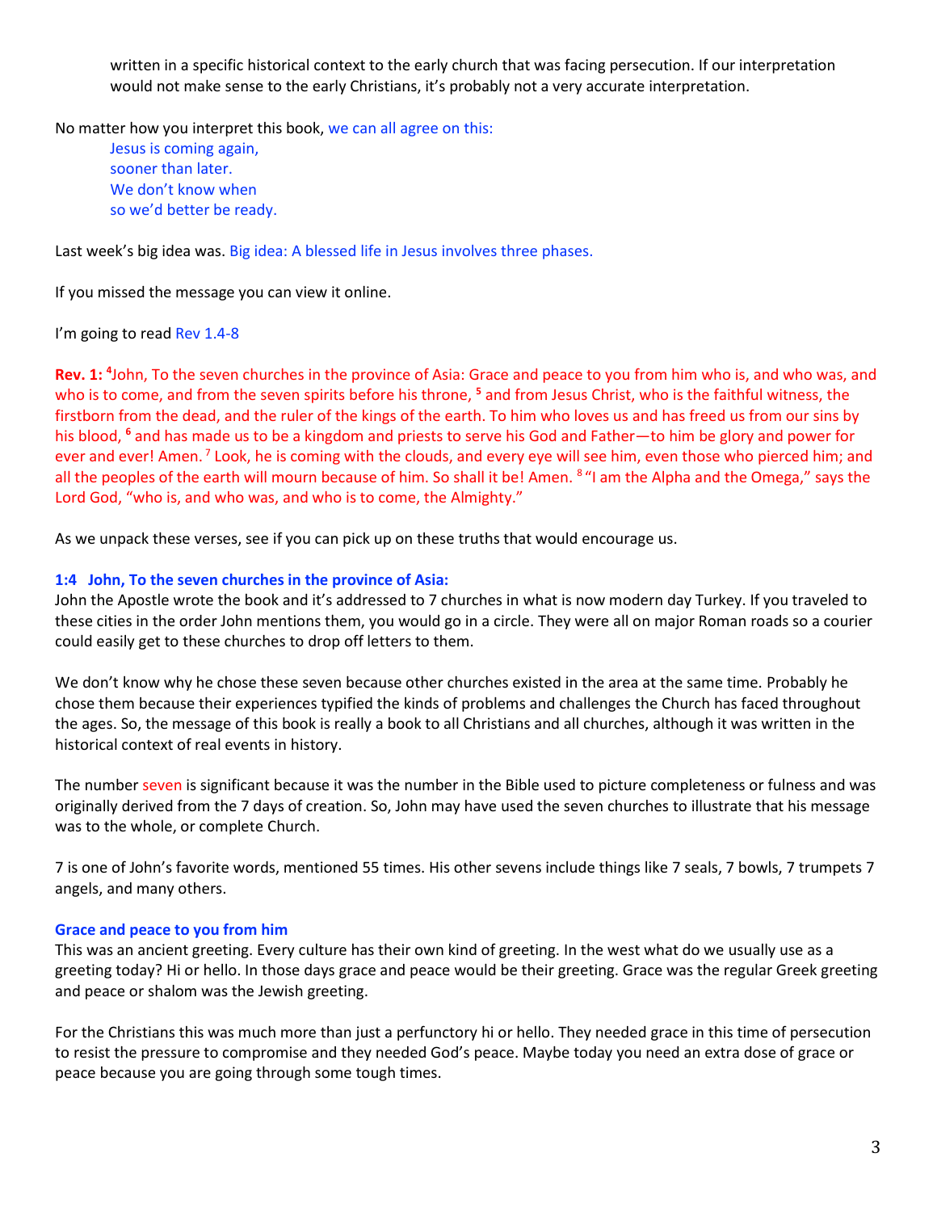written in a specific historical context to the early church that was facing persecution. If our interpretation would not make sense to the early Christians, it's probably not a very accurate interpretation.

No matter how you interpret this book, we can all agree on this:

Jesus is coming again,
sooner than later.
We don't know when
so we'd better be ready.

Last week's big idea was. Big idea: A blessed life in Jesus involves three phases.

If you missed the message you can view it online.

I'm going to read Rev 1.4-8

**Rev. 1:** [4]John, To the seven churches in the province of Asia: Grace and peace to you from him who is, and who was, and who is to come, and from the seven spirits before his throne, [5] and from Jesus Christ, who is the faithful witness, the firstborn from the dead, and the ruler of the kings of the earth. To him who loves us and has freed us from our sins by his blood, [6] and has made us to be a kingdom and priests to serve his God and Father—to him be glory and power for ever and ever! Amen. [7] Look, he is coming with the clouds, and every eye will see him, even those who pierced him; and all the peoples of the earth will mourn because of him. So shall it be! Amen. [8] "I am the Alpha and the Omega," says the Lord God, "who is, and who was, and who is to come, the Almighty."

As we unpack these verses, see if you can pick up on these truths that would encourage us.

**1:4 John, To the seven churches in the province of Asia:**

John the Apostle wrote the book and it's addressed to 7 churches in what is now modern day Turkey. If you traveled to these cities in the order John mentions them, you would go in a circle. They were all on major Roman roads so a courier could easily get to these churches to drop off letters to them.

We don't know why he chose these seven because other churches existed in the area at the same time. Probably he chose them because their experiences typified the kinds of problems and challenges the Church has faced throughout the ages. So, the message of this book is really a book to all Christians and all churches, although it was written in the historical context of real events in history.

The number seven is significant because it was the number in the Bible used to picture completeness or fulness and was originally derived from the 7 days of creation. So, John may have used the seven churches to illustrate that his message was to the whole, or complete Church.

7 is one of John's favorite words, mentioned 55 times. His other sevens include things like 7 seals, 7 bowls, 7 trumpets 7 angels, and many others.

**Grace and peace to you from him**

This was an ancient greeting. Every culture has their own kind of greeting. In the west what do we usually use as a greeting today? Hi or hello. In those days grace and peace would be their greeting. Grace was the regular Greek greeting and peace or shalom was the Jewish greeting.

For the Christians this was much more than just a perfunctory hi or hello. They needed grace in this time of persecution to resist the pressure to compromise and they needed God's peace. Maybe today you need an extra dose of grace or peace because you are going through some tough times.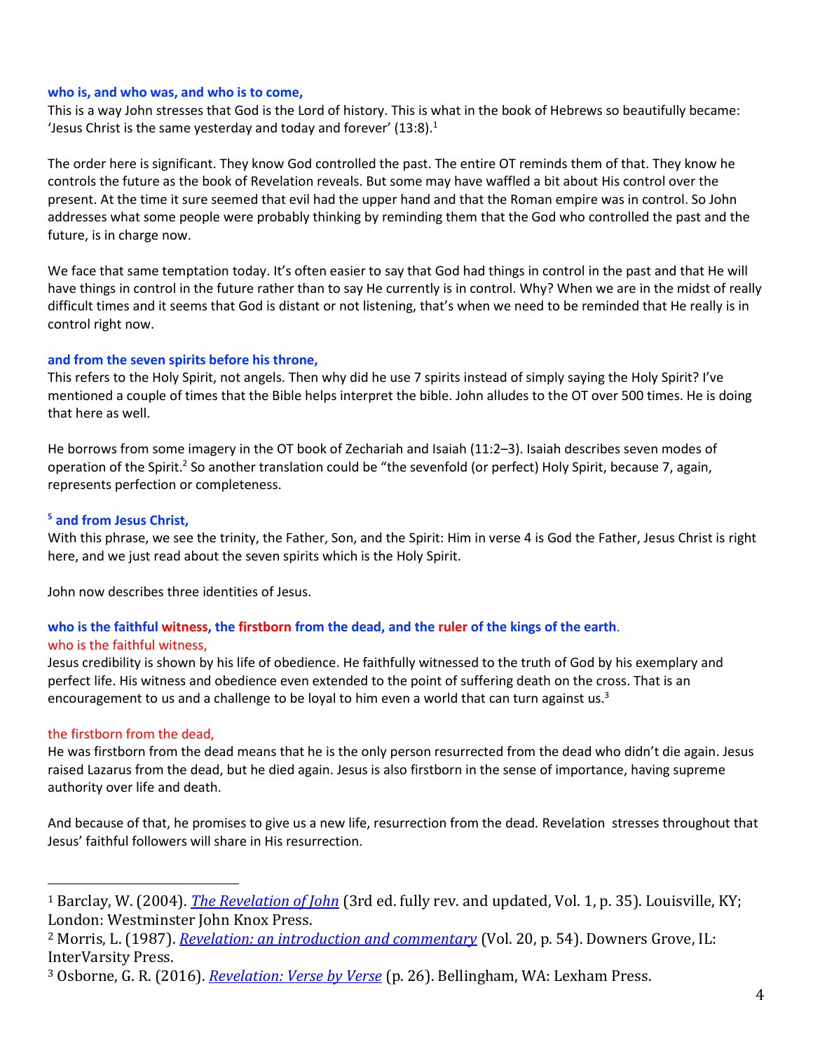**who is, and who was, and who is to come,**

This is a way John stresses that God is the Lord of history. This is what in the book of Hebrews so beautifully became: 'Jesus Christ is the same yesterday and today and forever' (13:8).[1]

The order here is significant. They know God controlled the past. The entire OT reminds them of that. They know he controls the future as the book of Revelation reveals. But some may have waffled a bit about His control over the present. At the time it sure seemed that evil had the upper hand and that the Roman empire was in control. So John addresses what some people were probably thinking by reminding them that the God who controlled the past and the future, is in charge now.

We face that same temptation today. It's often easier to say that God had things in control in the past and that He will have things in control in the future rather than to say He currently is in control. Why? When we are in the midst of really difficult times and it seems that God is distant or not listening, that's when we need to be reminded that He really is in control right now.

**and from the seven spirits before his throne,**

This refers to the Holy Spirit, not angels. Then why did he use 7 spirits instead of simply saying the Holy Spirit? I've mentioned a couple of times that the Bible helps interpret the bible. John alludes to the OT over 500 times. He is doing that here as well.

He borrows from some imagery in the OT book of Zechariah and Isaiah (11:2–3). Isaiah describes seven modes of operation of the Spirit.[2] So another translation could be "the sevenfold (or perfect) Holy Spirit, because 7, again, represents perfection or completeness.

**[5] and from Jesus Christ,**

With this phrase, we see the trinity, the Father, Son, and the Spirit: Him in verse 4 is God the Father, Jesus Christ is right here, and we just read about the seven spirits which is the Holy Spirit.

John now describes three identities of Jesus.

**who is the faithful witness, the firstborn from the dead, and the ruler of the kings of the earth.**

who is the faithful witness,

Jesus credibility is shown by his life of obedience. He faithfully witnessed to the truth of God by his exemplary and perfect life. His witness and obedience even extended to the point of suffering death on the cross. That is an encouragement to us and a challenge to be loyal to him even a world that can turn against us.[3]

the firstborn from the dead,

He was firstborn from the dead means that he is the only person resurrected from the dead who didn't die again. Jesus raised Lazarus from the dead, but he died again. Jesus is also firstborn in the sense of importance, having supreme authority over life and death.

And because of that, he promises to give us a new life, resurrection from the dead. Revelation stresses throughout that Jesus' faithful followers will share in His resurrection.

---

[1] Barclay, W. (2004). *The Revelation of John* (3rd ed. fully rev. and updated, Vol. 1, p. 35). Louisville, KY; London: Westminster John Knox Press.

[2] Morris, L. (1987). *Revelation: an introduction and commentary* (Vol. 20, p. 54). Downers Grove, IL: InterVarsity Press.

[3] Osborne, G. R. (2016). *Revelation: Verse by Verse* (p. 26). Bellingham, WA: Lexham Press.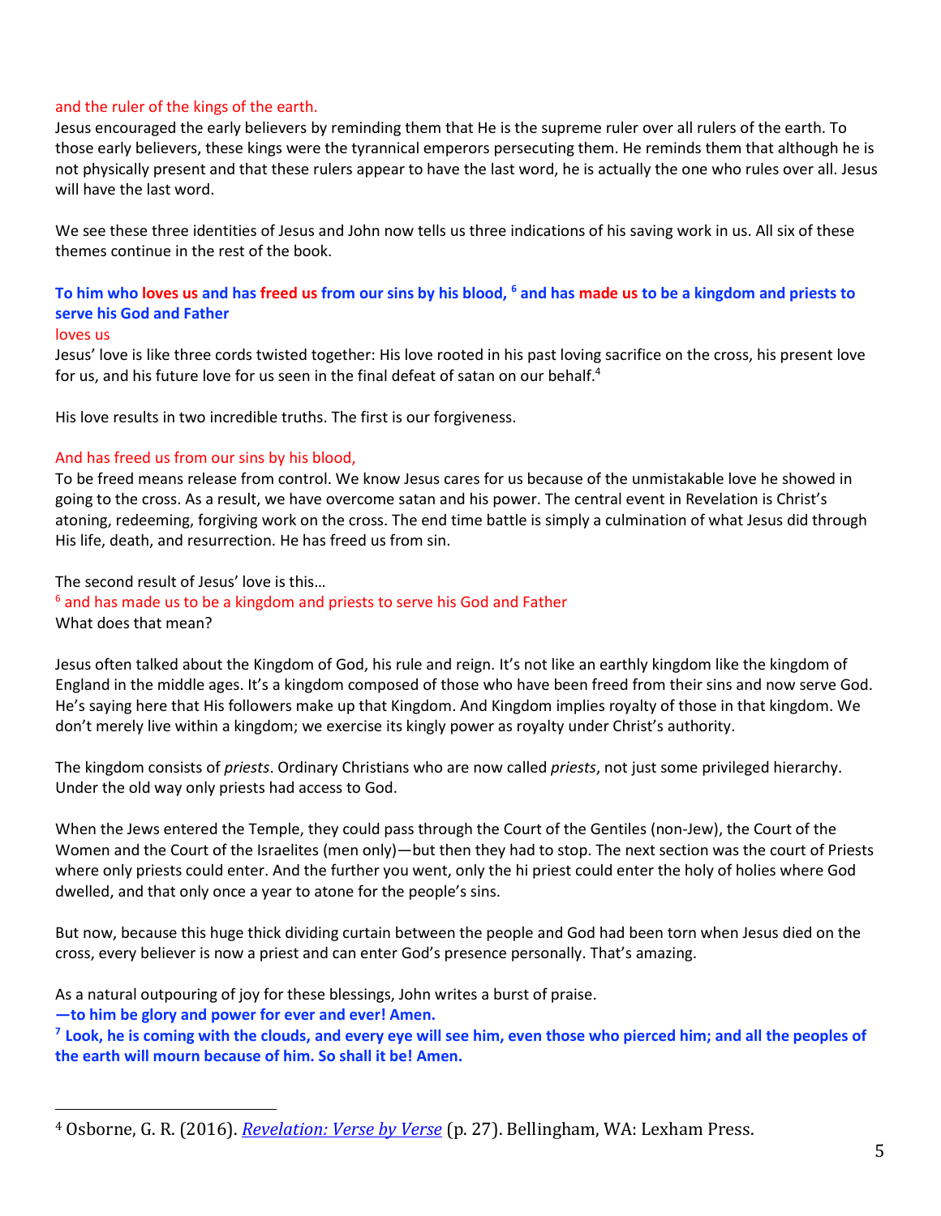and the ruler of the kings of the earth.

Jesus encouraged the early believers by reminding them that He is the supreme ruler over all rulers of the earth. To those early believers, these kings were the tyrannical emperors persecuting them. He reminds them that although he is not physically present and that these rulers appear to have the last word, he is actually the one who rules over all. Jesus will have the last word.

We see these three identities of Jesus and John now tells us three indications of his saving work in us. All six of these themes continue in the rest of the book.

**To him who loves us and has freed us from our sins by his blood, [6] and has made us to be a kingdom and priests to serve his God and Father**

loves us

Jesus' love is like three cords twisted together: His love rooted in his past loving sacrifice on the cross, his present love for us, and his future love for us seen in the final defeat of satan on our behalf.[4]

His love results in two incredible truths. The first is our forgiveness.

And has freed us from our sins by his blood,

To be freed means release from control. We know Jesus cares for us because of the unmistakable love he showed in going to the cross. As a result, we have overcome satan and his power. The central event in Revelation is Christ's atoning, redeeming, forgiving work on the cross. The end time battle is simply a culmination of what Jesus did through His life, death, and resurrection. He has freed us from sin.

The second result of Jesus' love is this…

[6] and has made us to be a kingdom and priests to serve his God and Father

What does that mean?

Jesus often talked about the Kingdom of God, his rule and reign. It's not like an earthly kingdom like the kingdom of England in the middle ages. It's a kingdom composed of those who have been freed from their sins and now serve God. He's saying here that His followers make up that Kingdom. And Kingdom implies royalty of those in that kingdom. We don't merely live within a kingdom; we exercise its kingly power as royalty under Christ's authority.

The kingdom consists of *priests*. Ordinary Christians who are now called *priests*, not just some privileged hierarchy. Under the old way only priests had access to God.

When the Jews entered the Temple, they could pass through the Court of the Gentiles (non-Jew), the Court of the Women and the Court of the Israelites (men only)—but then they had to stop. The next section was the court of Priests where only priests could enter. And the further you went, only the hi priest could enter the holy of holies where God dwelled, and that only once a year to atone for the people's sins.

But now, because this huge thick dividing curtain between the people and God had been torn when Jesus died on the cross, every believer is now a priest and can enter God's presence personally. That's amazing.

As a natural outpouring of joy for these blessings, John writes a burst of praise.

**—to him be glory and power for ever and ever! Amen.**

**[7] Look, he is coming with the clouds, and every eye will see him, even those who pierced him; and all the peoples of the earth will mourn because of him. So shall it be! Amen.**

---

[4] Osborne, G. R. (2016). *Revelation: Verse by Verse* (p. 27). Bellingham, WA: Lexham Press.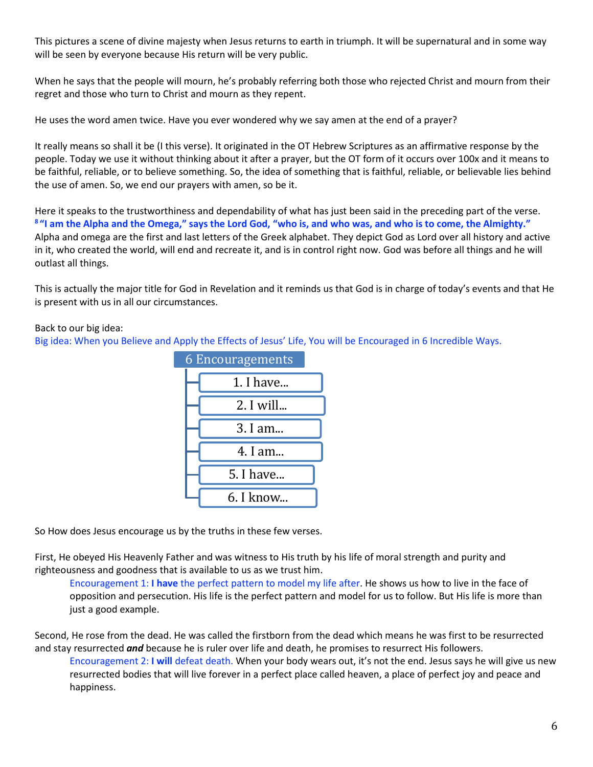This pictures a scene of divine majesty when Jesus returns to earth in triumph. It will be supernatural and in some way will be seen by everyone because His return will be very public.

When he says that the people will mourn, he's probably referring both those who rejected Christ and mourn from their regret and those who turn to Christ and mourn as they repent.

He uses the word amen twice. Have you ever wondered why we say amen at the end of a prayer?

It really means so shall it be (I this verse). It originated in the OT Hebrew Scriptures as an affirmative response by the people. Today we use it without thinking about it after a prayer, but the OT form of it occurs over 100x and it means to be faithful, reliable, or to believe something. So, the idea of something that is faithful, reliable, or believable lies behind the use of amen. So, we end our prayers with amen, so be it.

Here it speaks to the trustworthiness and dependability of what has just been said in the preceding part of the verse.
**[8] "I am the Alpha and the Omega," says the Lord God, "who is, and who was, and who is to come, the Almighty."**
Alpha and omega are the first and last letters of the Greek alphabet. They depict God as Lord over all history and active in it, who created the world, will end and recreate it, and is in control right now. God was before all things and he will outlast all things.

This is actually the major title for God in Revelation and it reminds us that God is in charge of today's events and that He is present with us in all our circumstances.

Back to our big idea:
Big idea: When you Believe and Apply the Effects of Jesus' Life, You will be Encouraged in 6 Incredible Ways.

**6 Encouragements**
- 1. I have...
- 2. I will...
- 3. I am...
- 4. I am...
- 5. I have...
- 6. I know...

So How does Jesus encourage us by the truths in these few verses.

First, He obeyed His Heavenly Father and was witness to His truth by his life of moral strength and purity and righteousness and goodness that is available to us as we trust him.

> Encouragement 1: **I have** the perfect pattern to model my life after. He shows us how to live in the face of opposition and persecution. His life is the perfect pattern and model for us to follow. But His life is more than just a good example.

Second, He rose from the dead. He was called the firstborn from the dead which means he was first to be resurrected and stay resurrected ***and*** because he is ruler over life and death, he promises to resurrect His followers.

> Encouragement 2: **I will** defeat death. When your body wears out, it's not the end. Jesus says he will give us new resurrected bodies that will live forever in a perfect place called heaven, a place of perfect joy and peace and happiness.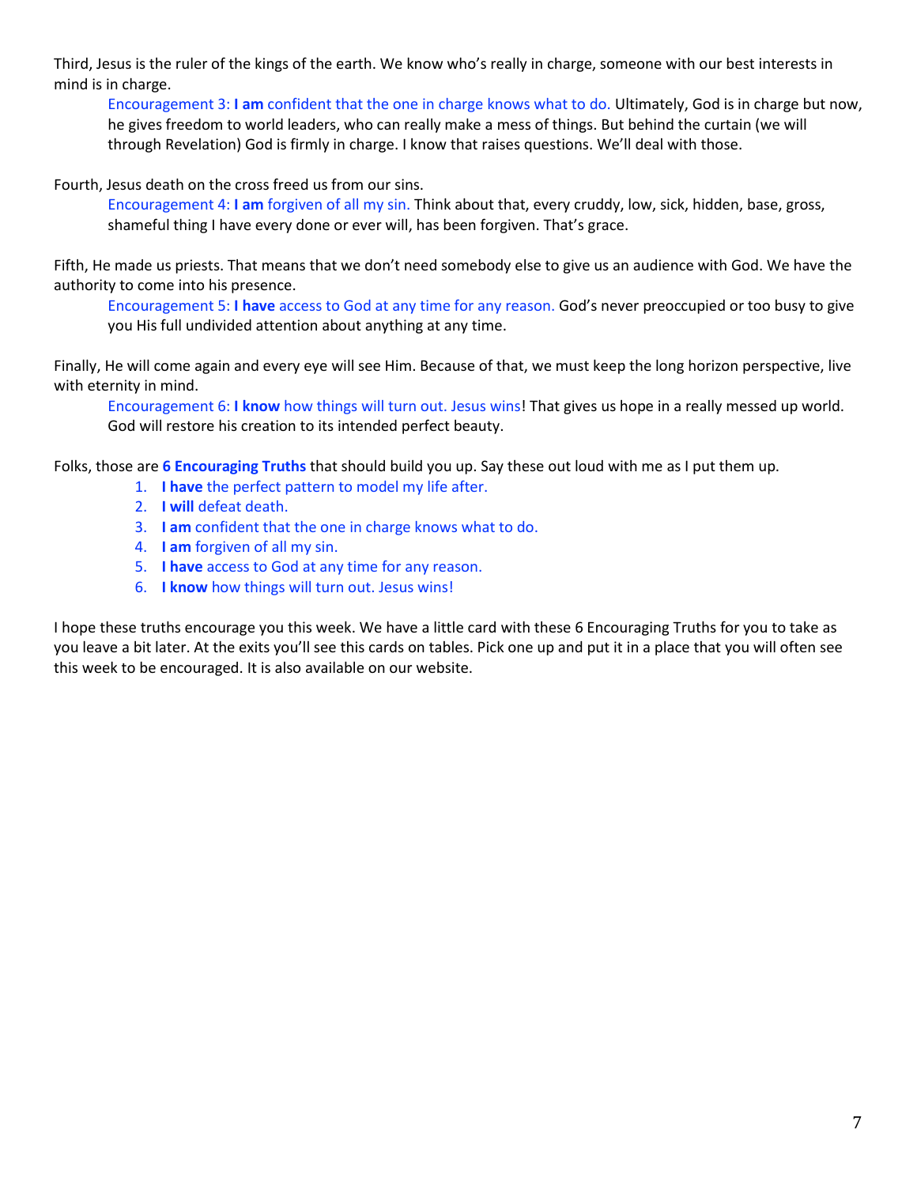Third, Jesus is the ruler of the kings of the earth. We know who's really in charge, someone with our best interests in mind is in charge.

> Encouragement 3: **I am** confident that the one in charge knows what to do. Ultimately, God is in charge but now, he gives freedom to world leaders, who can really make a mess of things. But behind the curtain (we will through Revelation) God is firmly in charge. I know that raises questions. We'll deal with those.

Fourth, Jesus death on the cross freed us from our sins.

> Encouragement 4: **I am** forgiven of all my sin. Think about that, every cruddy, low, sick, hidden, base, gross, shameful thing I have every done or ever will, has been forgiven. That's grace.

Fifth, He made us priests. That means that we don't need somebody else to give us an audience with God. We have the authority to come into his presence.

> Encouragement 5: **I have** access to God at any time for any reason. God's never preoccupied or too busy to give you His full undivided attention about anything at any time.

Finally, He will come again and every eye will see Him. Because of that, we must keep the long horizon perspective, live with eternity in mind.

> Encouragement 6: **I know** how things will turn out. Jesus wins! That gives us hope in a really messed up world. God will restore his creation to its intended perfect beauty.

Folks, those are **6 Encouraging Truths** that should build you up. Say these out loud with me as I put them up.

1. **I have** the perfect pattern to model my life after.
2. **I will** defeat death.
3. **I am** confident that the one in charge knows what to do.
4. **I am** forgiven of all my sin.
5. **I have** access to God at any time for any reason.
6. **I know** how things will turn out. Jesus wins!

I hope these truths encourage you this week. We have a little card with these 6 Encouraging Truths for you to take as you leave a bit later. At the exits you'll see this cards on tables. Pick one up and put it in a place that you will often see this week to be encouraged. It is also available on our website.